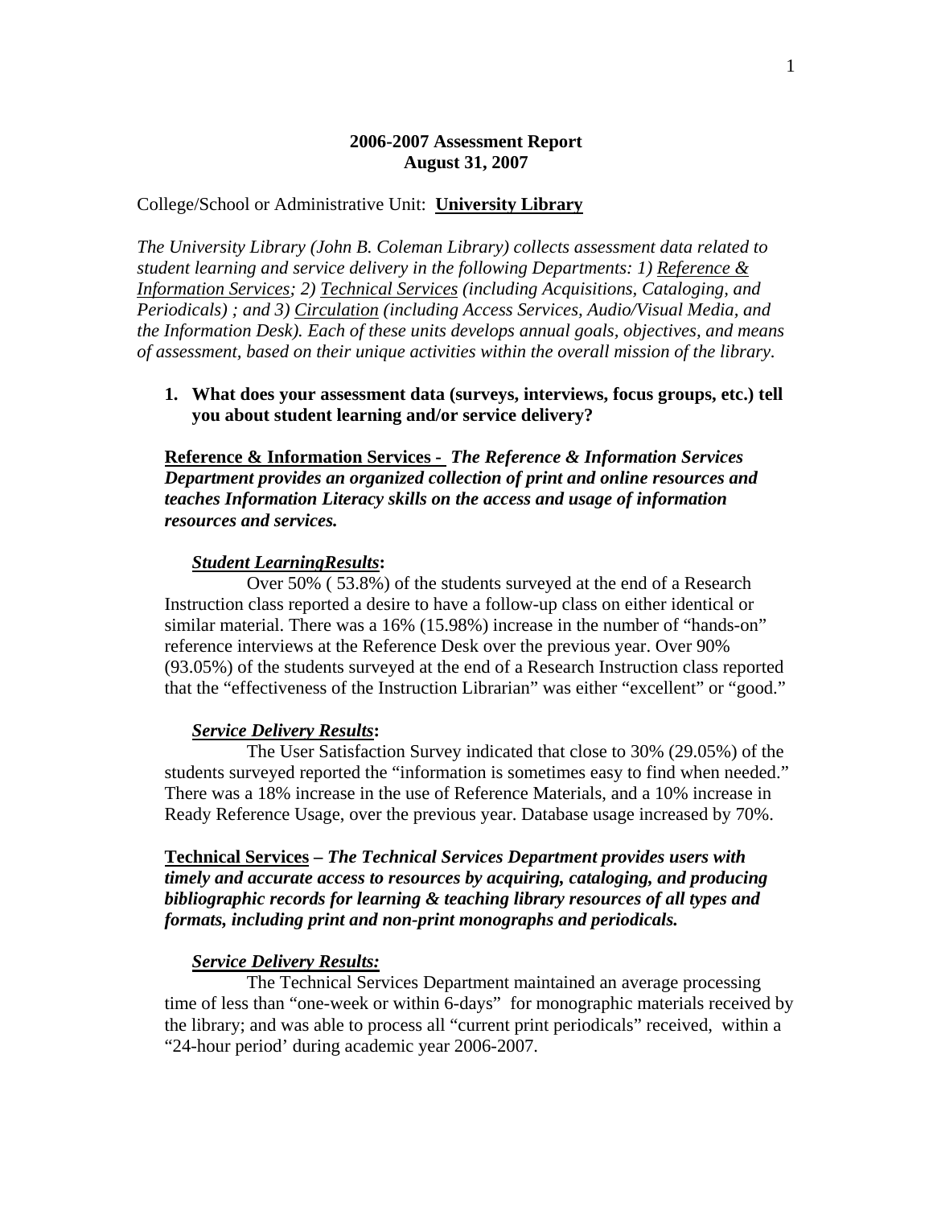**2006-2007 Assessment Report**
**August 31, 2007**

College/School or Administrative Unit: **University Library**

*The University Library (John B. Coleman Library) collects assessment data related to student learning and service delivery in the following Departments: 1) Reference & Information Services; 2) Technical Services (including Acquisitions, Cataloging, and Periodicals) ; and 3) Circulation (including Access Services, Audio/Visual Media, and the Information Desk). Each of these units develops annual goals, objectives, and means of assessment, based on their unique activities within the overall mission of the library.*

1. **What does your assessment data (surveys, interviews, focus groups, etc.) tell you about student learning and/or service delivery?**

**Reference & Information Services -** ***The Reference & Information Services Department provides an organized collection of print and online resources and teaches Information Literacy skills on the access and usage of information resources and services.***

***Student LearningResults*****:**

Over 50% ( 53.8%) of the students surveyed at the end of a Research Instruction class reported a desire to have a follow-up class on either identical or similar material. There was a 16% (15.98%) increase in the number of "hands-on" reference interviews at the Reference Desk over the previous year. Over 90% (93.05%) of the students surveyed at the end of a Research Instruction class reported that the "effectiveness of the Instruction Librarian" was either "excellent" or "good."

***Service Delivery Results*****:**

The User Satisfaction Survey indicated that close to 30% (29.05%) of the students surveyed reported the "information is sometimes easy to find when needed." There was a 18% increase in the use of Reference Materials, and a 10% increase in Ready Reference Usage, over the previous year. Database usage increased by 70%.

**Technical Services –** ***The Technical Services Department provides users with timely and accurate access to resources by acquiring, cataloging, and producing bibliographic records for learning & teaching library resources of all types and formats, including print and non-print monographs and periodicals.***

***Service Delivery Results:***

The Technical Services Department maintained an average processing time of less than "one-week or within 6-days" for monographic materials received by the library; and was able to process all "current print periodicals" received, within a "24-hour period' during academic year 2006-2007.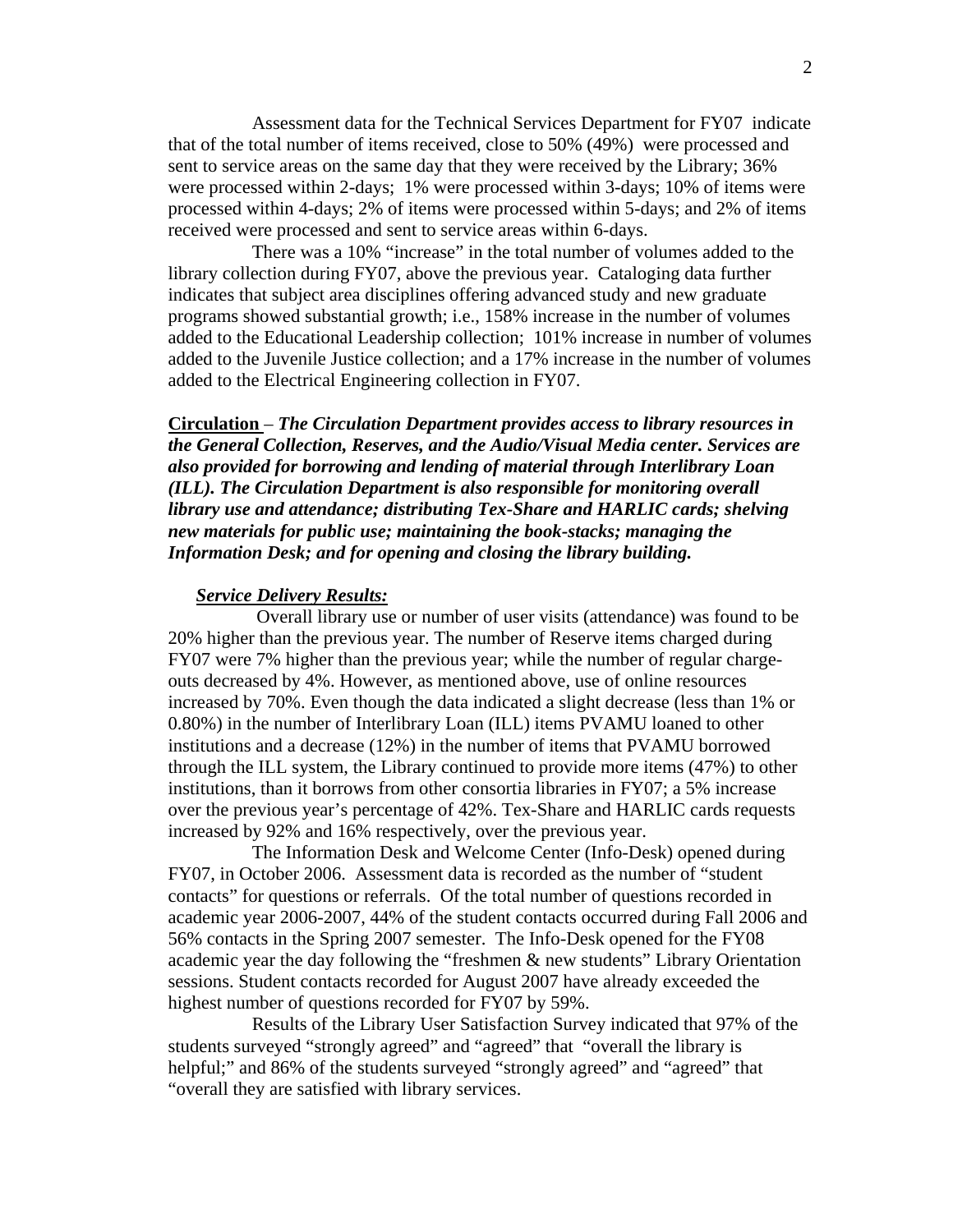Assessment data for the Technical Services Department for FY07 indicate that of the total number of items received, close to 50% (49%) were processed and sent to service areas on the same day that they were received by the Library; 36% were processed within 2-days; 1% were processed within 3-days; 10% of items were processed within 4-days; 2% of items were processed within 5-days; and 2% of items received were processed and sent to service areas within 6-days.

There was a 10% "increase" in the total number of volumes added to the library collection during FY07, above the previous year. Cataloging data further indicates that subject area disciplines offering advanced study and new graduate programs showed substantial growth; i.e., 158% increase in the number of volumes added to the Educational Leadership collection; 101% increase in number of volumes added to the Juvenile Justice collection; and a 17% increase in the number of volumes added to the Electrical Engineering collection in FY07.

**Circulation** – ***The Circulation Department provides access to library resources in the General Collection, Reserves, and the Audio/Visual Media center. Services are also provided for borrowing and lending of material through Interlibrary Loan (ILL). The Circulation Department is also responsible for monitoring overall library use and attendance; distributing Tex-Share and HARLIC cards; shelving new materials for public use; maintaining the book-stacks; managing the Information Desk; and for opening and closing the library building.***

***Service Delivery Results:***

Overall library use or number of user visits (attendance) was found to be 20% higher than the previous year. The number of Reserve items charged during FY07 were 7% higher than the previous year; while the number of regular charge-outs decreased by 4%. However, as mentioned above, use of online resources increased by 70%. Even though the data indicated a slight decrease (less than 1% or 0.80%) in the number of Interlibrary Loan (ILL) items PVAMU loaned to other institutions and a decrease (12%) in the number of items that PVAMU borrowed through the ILL system, the Library continued to provide more items (47%) to other institutions, than it borrows from other consortia libraries in FY07; a 5% increase over the previous year's percentage of 42%. Tex-Share and HARLIC cards requests increased by 92% and 16% respectively, over the previous year.

The Information Desk and Welcome Center (Info-Desk) opened during FY07, in October 2006. Assessment data is recorded as the number of "student contacts" for questions or referrals. Of the total number of questions recorded in academic year 2006-2007, 44% of the student contacts occurred during Fall 2006 and 56% contacts in the Spring 2007 semester. The Info-Desk opened for the FY08 academic year the day following the "freshmen & new students" Library Orientation sessions. Student contacts recorded for August 2007 have already exceeded the highest number of questions recorded for FY07 by 59%.

Results of the Library User Satisfaction Survey indicated that 97% of the students surveyed "strongly agreed" and "agreed" that "overall the library is helpful;" and 86% of the students surveyed "strongly agreed" and "agreed" that "overall they are satisfied with library services.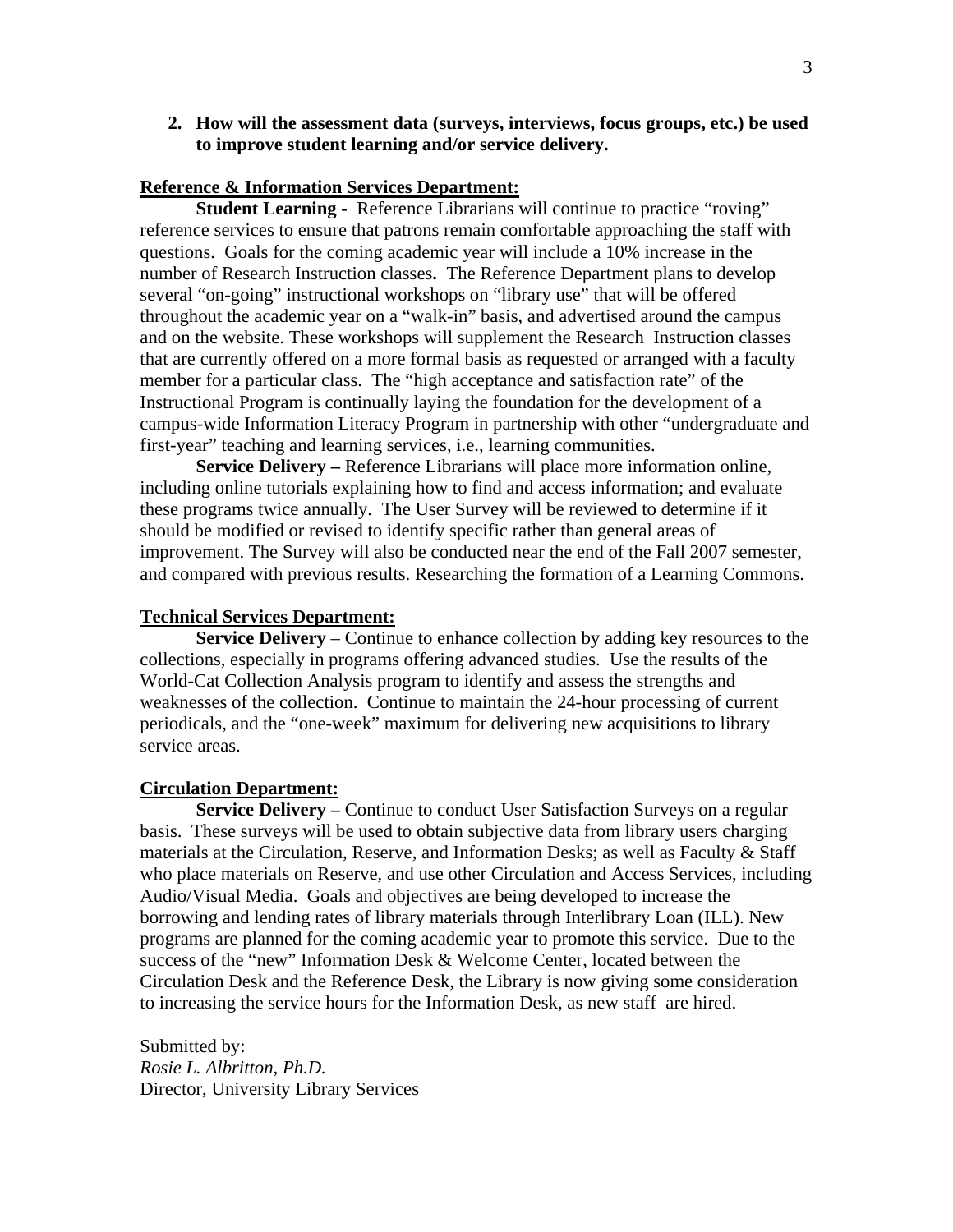2. **How will the assessment data (surveys, interviews, focus groups, etc.) be used to improve student learning and/or service delivery.**

**Reference & Information Services Department:**

**Student Learning -** Reference Librarians will continue to practice "roving" reference services to ensure that patrons remain comfortable approaching the staff with questions. Goals for the coming academic year will include a 10% increase in the number of Research Instruction classes**.** The Reference Department plans to develop several "on-going" instructional workshops on "library use" that will be offered throughout the academic year on a "walk-in" basis, and advertised around the campus and on the website. These workshops will supplement the Research Instruction classes that are currently offered on a more formal basis as requested or arranged with a faculty member for a particular class. The "high acceptance and satisfaction rate" of the Instructional Program is continually laying the foundation for the development of a campus-wide Information Literacy Program in partnership with other "undergraduate and first-year" teaching and learning services, i.e., learning communities.

**Service Delivery –** Reference Librarians will place more information online, including online tutorials explaining how to find and access information; and evaluate these programs twice annually. The User Survey will be reviewed to determine if it should be modified or revised to identify specific rather than general areas of improvement. The Survey will also be conducted near the end of the Fall 2007 semester, and compared with previous results. Researching the formation of a Learning Commons.

**Technical Services Department:**

**Service Delivery** – Continue to enhance collection by adding key resources to the collections, especially in programs offering advanced studies. Use the results of the World-Cat Collection Analysis program to identify and assess the strengths and weaknesses of the collection. Continue to maintain the 24-hour processing of current periodicals, and the "one-week" maximum for delivering new acquisitions to library service areas.

**Circulation Department:**

**Service Delivery –** Continue to conduct User Satisfaction Surveys on a regular basis. These surveys will be used to obtain subjective data from library users charging materials at the Circulation, Reserve, and Information Desks; as well as Faculty & Staff who place materials on Reserve, and use other Circulation and Access Services, including Audio/Visual Media. Goals and objectives are being developed to increase the borrowing and lending rates of library materials through Interlibrary Loan (ILL). New programs are planned for the coming academic year to promote this service. Due to the success of the "new" Information Desk & Welcome Center, located between the Circulation Desk and the Reference Desk, the Library is now giving some consideration to increasing the service hours for the Information Desk, as new staff are hired.

Submitted by:
*Rosie L. Albritton, Ph.D.*
Director, University Library Services